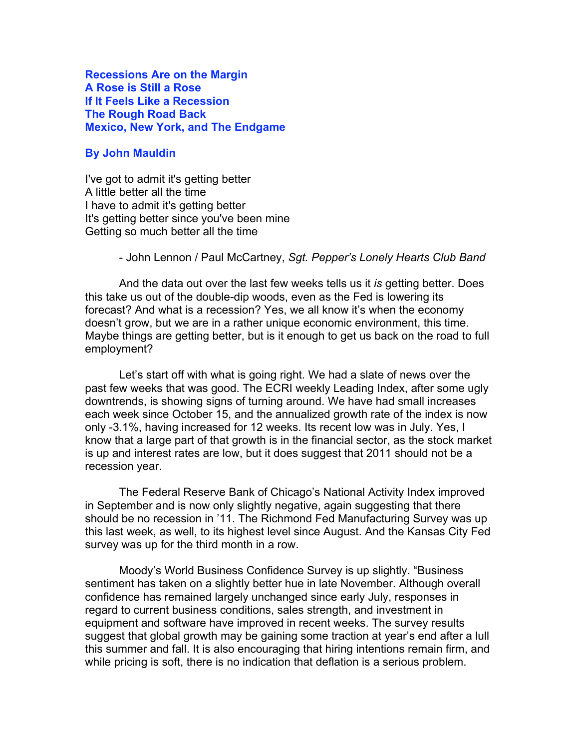**Recessions Are on the Margin**
**A Rose is Still a Rose**
**If It Feels Like a Recession**
**The Rough Road Back**
**Mexico, New York, and The Endgame**

**By John Mauldin**

I've got to admit it's getting better
A little better all the time
I have to admit it's getting better
It's getting better since you've been mine
Getting so much better all the time

- John Lennon / Paul McCartney, *Sgt. Pepper's Lonely Hearts Club Band*

And the data out over the last few weeks tells us it *is* getting better. Does this take us out of the double-dip woods, even as the Fed is lowering its forecast? And what is a recession? Yes, we all know it's when the economy doesn't grow, but we are in a rather unique economic environment, this time. Maybe things are getting better, but is it enough to get us back on the road to full employment?

Let's start off with what is going right. We had a slate of news over the past few weeks that was good. The ECRI weekly Leading Index, after some ugly downtrends, is showing signs of turning around. We have had small increases each week since October 15, and the annualized growth rate of the index is now only -3.1%, having increased for 12 weeks. Its recent low was in July. Yes, I know that a large part of that growth is in the financial sector, as the stock market is up and interest rates are low, but it does suggest that 2011 should not be a recession year.

The Federal Reserve Bank of Chicago's National Activity Index improved in September and is now only slightly negative, again suggesting that there should be no recession in '11. The Richmond Fed Manufacturing Survey was up this last week, as well, to its highest level since August. And the Kansas City Fed survey was up for the third month in a row.

Moody's World Business Confidence Survey is up slightly. "Business sentiment has taken on a slightly better hue in late November. Although overall confidence has remained largely unchanged since early July, responses in regard to current business conditions, sales strength, and investment in equipment and software have improved in recent weeks. The survey results suggest that global growth may be gaining some traction at year's end after a lull this summer and fall. It is also encouraging that hiring intentions remain firm, and while pricing is soft, there is no indication that deflation is a serious problem.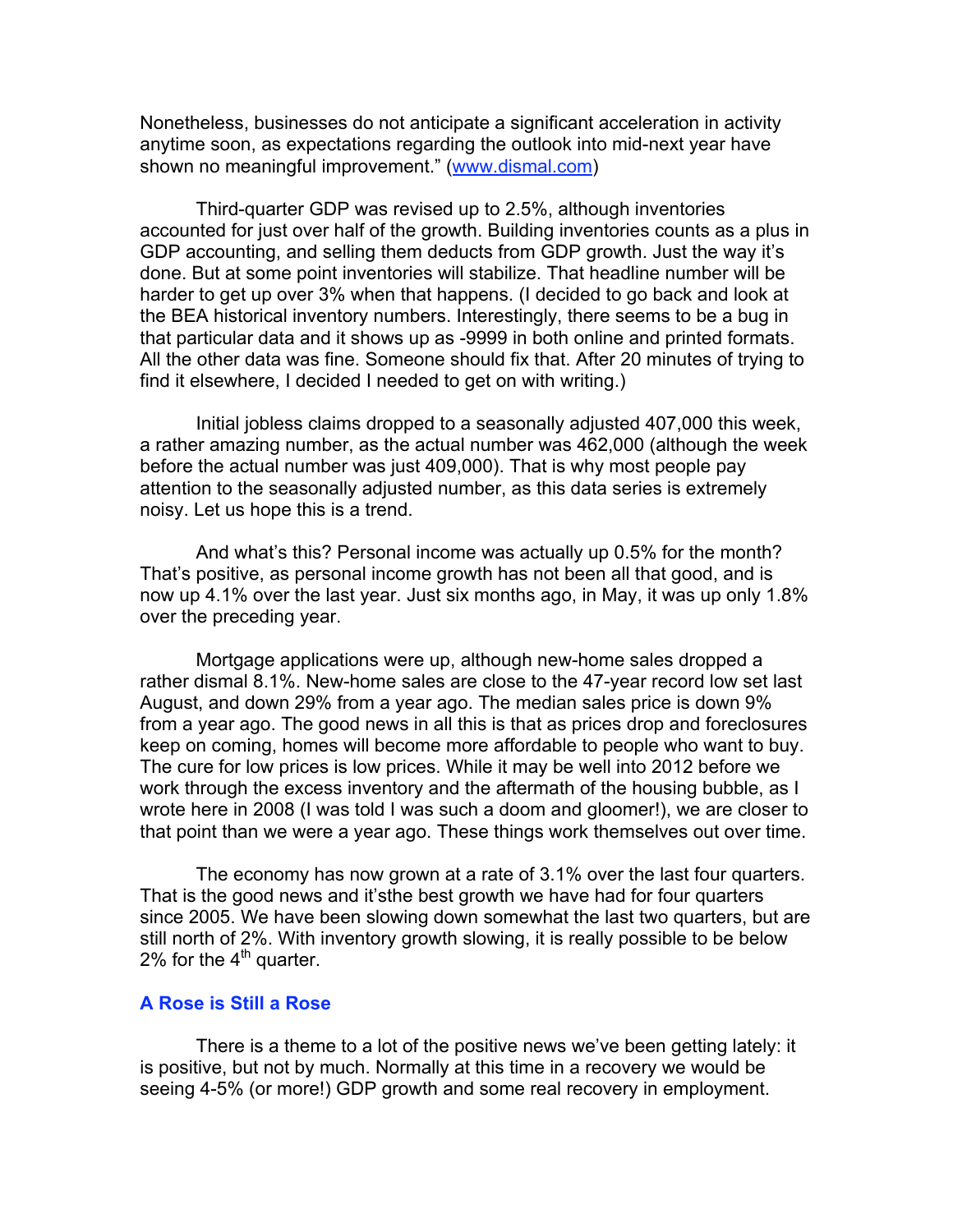Nonetheless, businesses do not anticipate a significant acceleration in activity anytime soon, as expectations regarding the outlook into mid-next year have shown no meaningful improvement." (www.dismal.com)

Third-quarter GDP was revised up to 2.5%, although inventories accounted for just over half of the growth. Building inventories counts as a plus in GDP accounting, and selling them deducts from GDP growth. Just the way it's done. But at some point inventories will stabilize. That headline number will be harder to get up over 3% when that happens. (I decided to go back and look at the BEA historical inventory numbers. Interestingly, there seems to be a bug in that particular data and it shows up as -9999 in both online and printed formats. All the other data was fine. Someone should fix that. After 20 minutes of trying to find it elsewhere, I decided I needed to get on with writing.)

Initial jobless claims dropped to a seasonally adjusted 407,000 this week, a rather amazing number, as the actual number was 462,000 (although the week before the actual number was just 409,000). That is why most people pay attention to the seasonally adjusted number, as this data series is extremely noisy. Let us hope this is a trend.

And what's this? Personal income was actually up 0.5% for the month? That's positive, as personal income growth has not been all that good, and is now up 4.1% over the last year. Just six months ago, in May, it was up only 1.8% over the preceding year.

Mortgage applications were up, although new-home sales dropped a rather dismal 8.1%. New-home sales are close to the 47-year record low set last August, and down 29% from a year ago. The median sales price is down 9% from a year ago. The good news in all this is that as prices drop and foreclosures keep on coming, homes will become more affordable to people who want to buy. The cure for low prices is low prices. While it may be well into 2012 before we work through the excess inventory and the aftermath of the housing bubble, as I wrote here in 2008 (I was told I was such a doom and gloomer!), we are closer to that point than we were a year ago. These things work themselves out over time.

The economy has now grown at a rate of 3.1% over the last four quarters. That is the good news and it'sthe best growth we have had for four quarters since 2005. We have been slowing down somewhat the last two quarters, but are still north of 2%. With inventory growth slowing, it is really possible to be below 2% for the 4th quarter.

## A Rose is Still a Rose

There is a theme to a lot of the positive news we've been getting lately: it is positive, but not by much. Normally at this time in a recovery we would be seeing 4-5% (or more!) GDP growth and some real recovery in employment.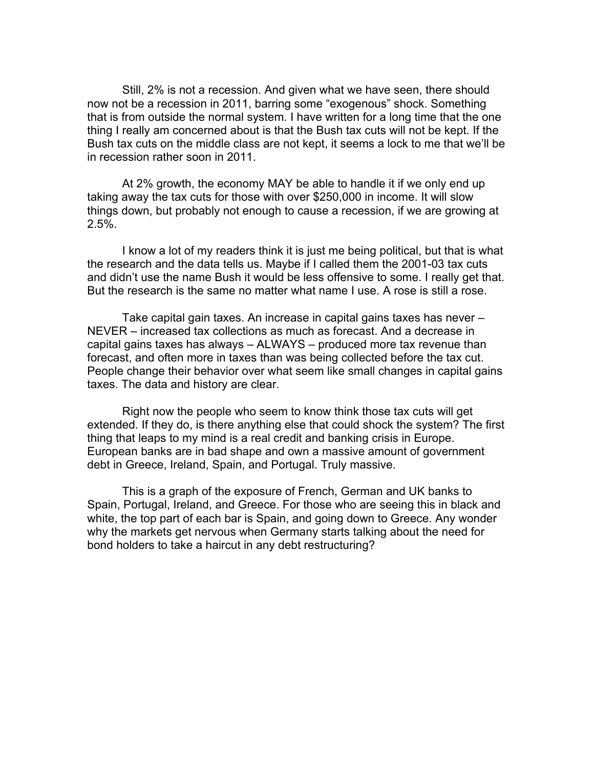Still, 2% is not a recession. And given what we have seen, there should now not be a recession in 2011, barring some "exogenous" shock. Something that is from outside the normal system. I have written for a long time that the one thing I really am concerned about is that the Bush tax cuts will not be kept. If the Bush tax cuts on the middle class are not kept, it seems a lock to me that we'll be in recession rather soon in 2011.

At 2% growth, the economy MAY be able to handle it if we only end up taking away the tax cuts for those with over $250,000 in income. It will slow things down, but probably not enough to cause a recession, if we are growing at 2.5%.

I know a lot of my readers think it is just me being political, but that is what the research and the data tells us. Maybe if I called them the 2001-03 tax cuts and didn't use the name Bush it would be less offensive to some. I really get that. But the research is the same no matter what name I use. A rose is still a rose.

Take capital gain taxes. An increase in capital gains taxes has never – NEVER – increased tax collections as much as forecast. And a decrease in capital gains taxes has always – ALWAYS – produced more tax revenue than forecast, and often more in taxes than was being collected before the tax cut. People change their behavior over what seem like small changes in capital gains taxes. The data and history are clear.

Right now the people who seem to know think those tax cuts will get extended. If they do, is there anything else that could shock the system? The first thing that leaps to my mind is a real credit and banking crisis in Europe. European banks are in bad shape and own a massive amount of government debt in Greece, Ireland, Spain, and Portugal. Truly massive.

This is a graph of the exposure of French, German and UK banks to Spain, Portugal, Ireland, and Greece. For those who are seeing this in black and white, the top part of each bar is Spain, and going down to Greece. Any wonder why the markets get nervous when Germany starts talking about the need for bond holders to take a haircut in any debt restructuring?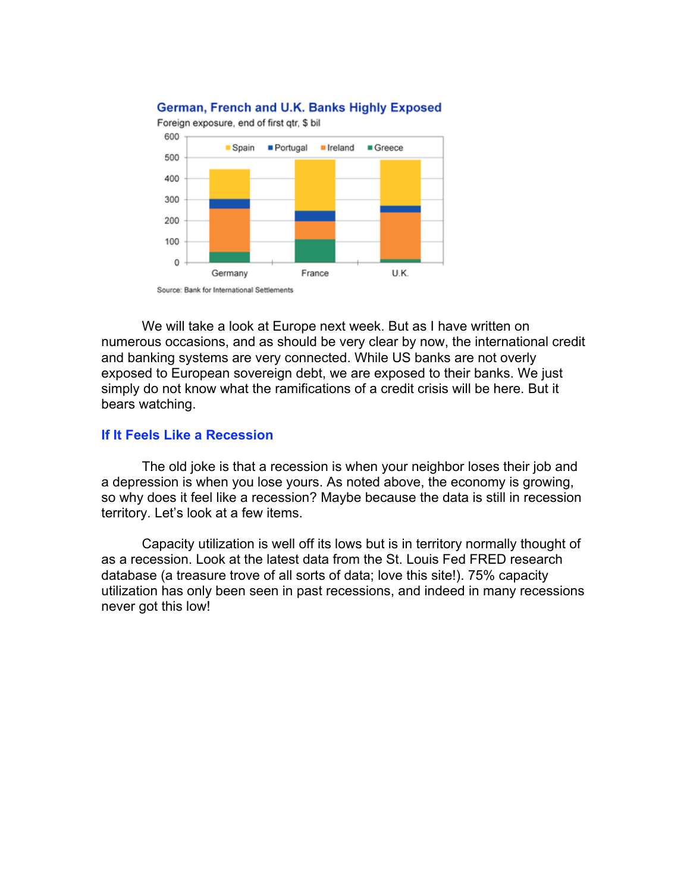**German, French and U.K. Banks Highly Exposed**

Foreign exposure, end of first qtr, $ bil

Source: Bank for International Settlements

We will take a look at Europe next week. But as I have written on numerous occasions, and as should be very clear by now, the international credit and banking systems are very connected. While US banks are not overly exposed to European sovereign debt, we are exposed to their banks. We just simply do not know what the ramifications of a credit crisis will be here. But it bears watching.

## If It Feels Like a Recession

The old joke is that a recession is when your neighbor loses their job and a depression is when you lose yours. As noted above, the economy is growing, so why does it feel like a recession? Maybe because the data is still in recession territory. Let's look at a few items.

Capacity utilization is well off its lows but is in territory normally thought of as a recession. Look at the latest data from the St. Louis Fed FRED research database (a treasure trove of all sorts of data; love this site!). 75% capacity utilization has only been seen in past recessions, and indeed in many recessions never got this low!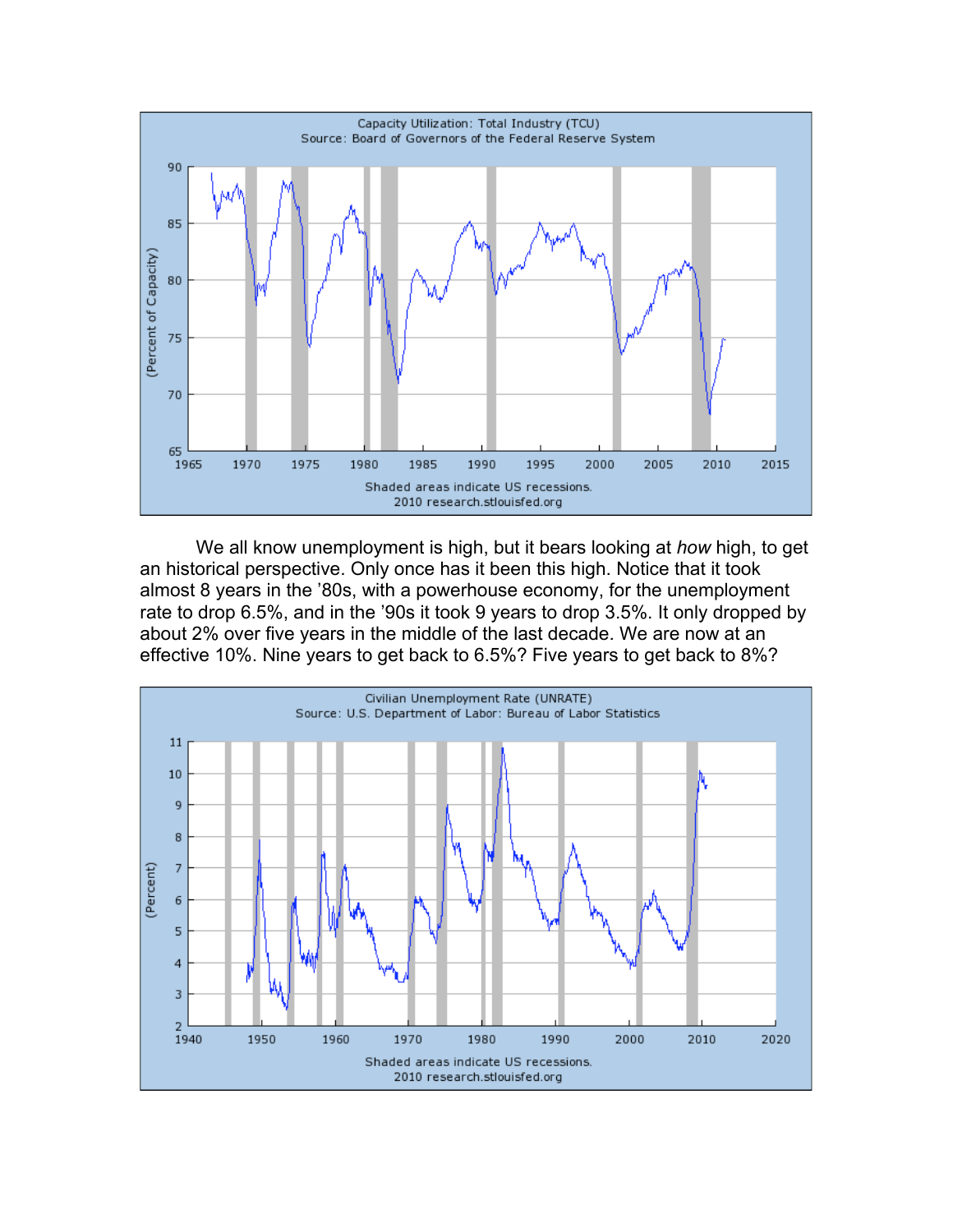We all know unemployment is high, but it bears looking at *how* high, to get an historical perspective. Only once has it been this high. Notice that it took almost 8 years in the '80s, with a powerhouse economy, for the unemployment rate to drop 6.5%, and in the '90s it took 9 years to drop 3.5%. It only dropped by about 2% over five years in the middle of the last decade. We are now at an effective 10%. Nine years to get back to 6.5%? Five years to get back to 8%?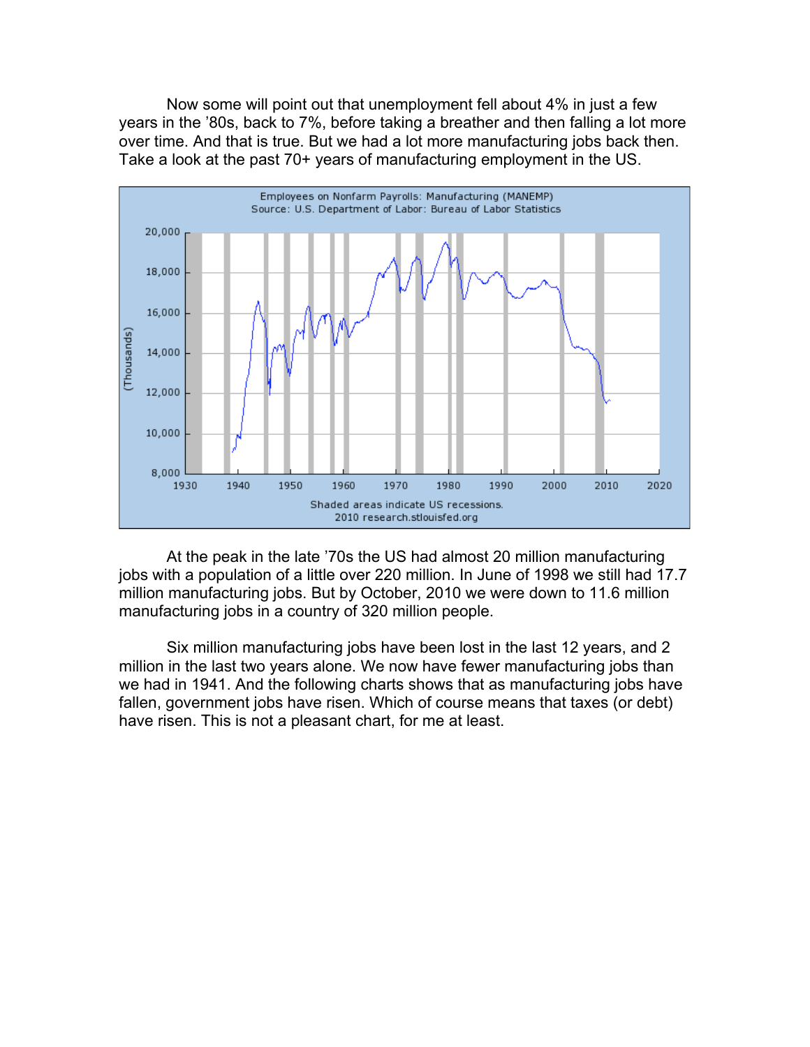Now some will point out that unemployment fell about 4% in just a few years in the ’80s, back to 7%, before taking a breather and then falling a lot more over time. And that is true. But we had a lot more manufacturing jobs back then. Take a look at the past 70+ years of manufacturing employment in the US.

At the peak in the late ’70s the US had almost 20 million manufacturing jobs with a population of a little over 220 million. In June of 1998 we still had 17.7 million manufacturing jobs. But by October, 2010 we were down to 11.6 million manufacturing jobs in a country of 320 million people.

Six million manufacturing jobs have been lost in the last 12 years, and 2 million in the last two years alone. We now have fewer manufacturing jobs than we had in 1941. And the following charts shows that as manufacturing jobs have fallen, government jobs have risen. Which of course means that taxes (or debt) have risen. This is not a pleasant chart, for me at least.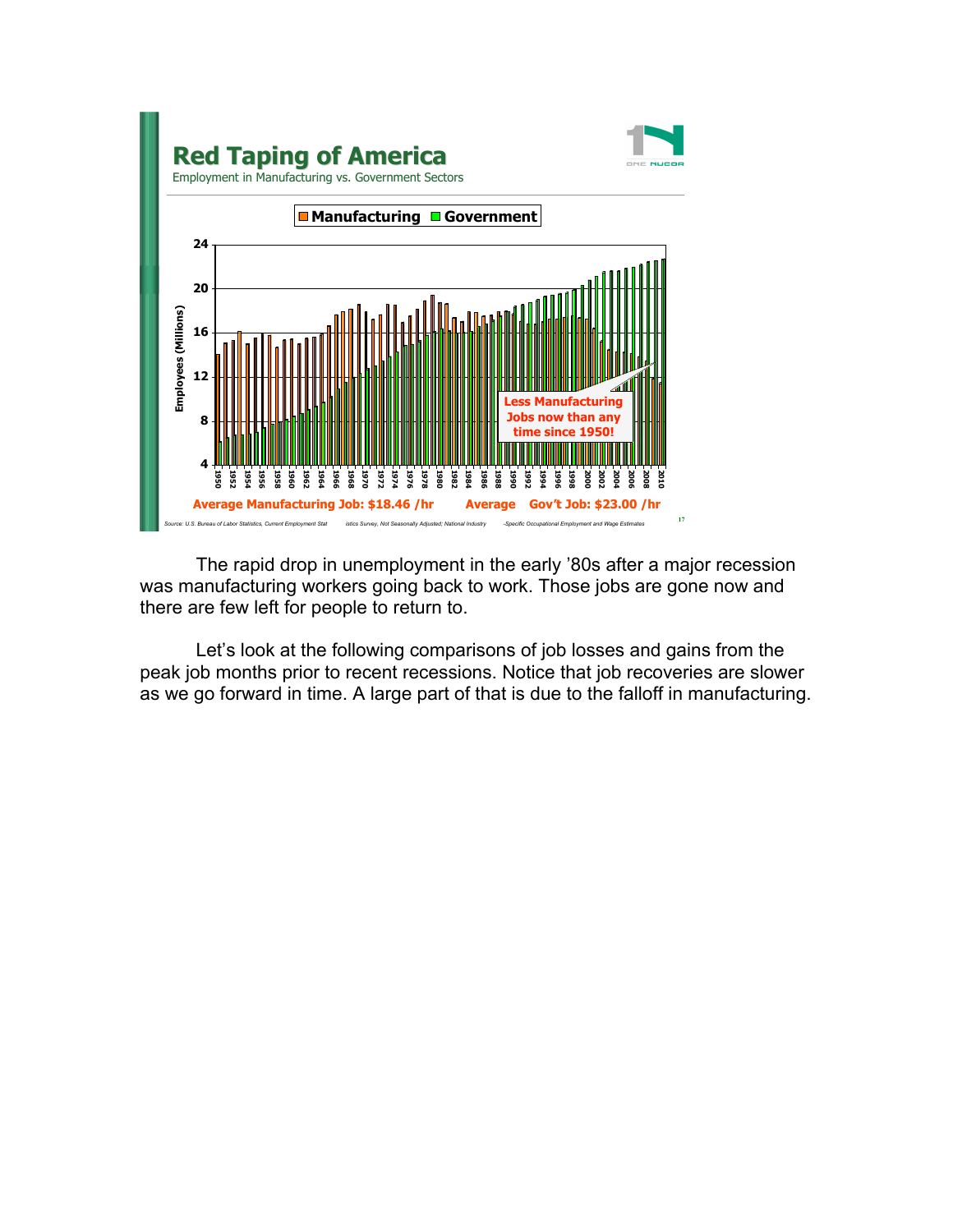## Red Taping of America

Employment in Manufacturing vs. Government Sectors

Average Manufacturing Job: $18.46 /hr

Average Gov't Job: $23.00 /hr

Source: U.S. Bureau of Labor Statistics, Current Employment Statistics Survey, Not Seasonally Adjusted; National Industry-Specific Occupational Employment and Wage Estimates

The rapid drop in unemployment in the early '80s after a major recession was manufacturing workers going back to work. Those jobs are gone now and there are few left for people to return to.

Let's look at the following comparisons of job losses and gains from the peak job months prior to recent recessions. Notice that job recoveries are slower as we go forward in time. A large part of that is due to the falloff in manufacturing.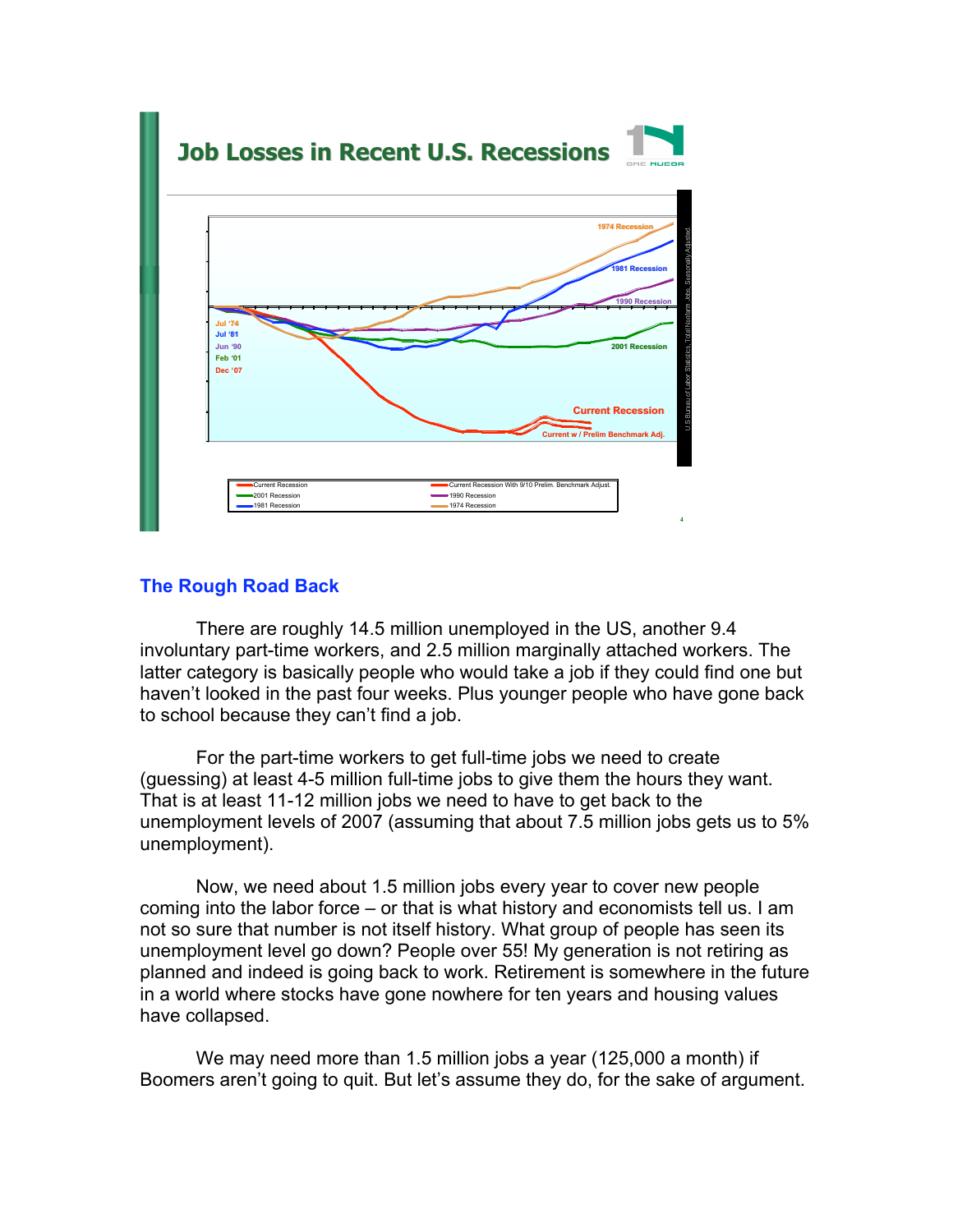## Job Losses in Recent U.S. Recessions

1974 Recession
1981 Recession
1990 Recession
2001 Recession
Current Recession
Current w / Prelim Benchmark Adj.

Jul '74
Jul '81
Jun '90
Feb '01
Dec '07

U.S Bureau of Labor Statistics, Total Nonfarm Jobs, Seasonally Adjusted

Current Recession — Current Recession With 9/10 Prelim. Benchmark Adjust.
2001 Recession — 1990 Recession
1981 Recession — 1974 Recession

### The Rough Road Back

There are roughly 14.5 million unemployed in the US, another 9.4 involuntary part-time workers, and 2.5 million marginally attached workers. The latter category is basically people who would take a job if they could find one but haven't looked in the past four weeks. Plus younger people who have gone back to school because they can't find a job.

For the part-time workers to get full-time jobs we need to create (guessing) at least 4-5 million full-time jobs to give them the hours they want. That is at least 11-12 million jobs we need to have to get back to the unemployment levels of 2007 (assuming that about 7.5 million jobs gets us to 5% unemployment).

Now, we need about 1.5 million jobs every year to cover new people coming into the labor force – or that is what history and economists tell us. I am not so sure that number is not itself history. What group of people has seen its unemployment level go down? People over 55! My generation is not retiring as planned and indeed is going back to work. Retirement is somewhere in the future in a world where stocks have gone nowhere for ten years and housing values have collapsed.

We may need more than 1.5 million jobs a year (125,000 a month) if Boomers aren't going to quit. But let's assume they do, for the sake of argument.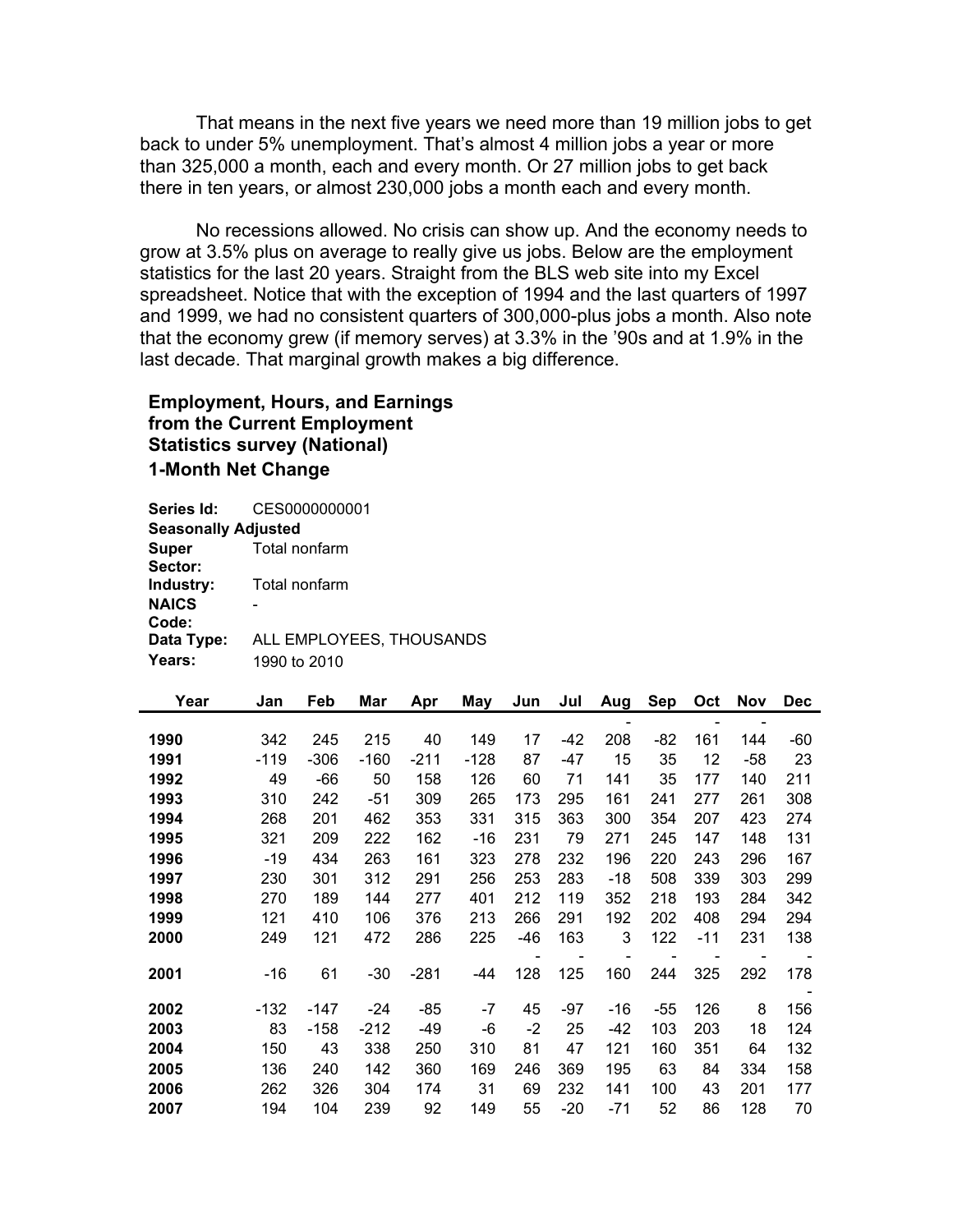That means in the next five years we need more than 19 million jobs to get back to under 5% unemployment. That's almost 4 million jobs a year or more than 325,000 a month, each and every month. Or 27 million jobs to get back there in ten years, or almost 230,000 jobs a month each and every month.

No recessions allowed. No crisis can show up. And the economy needs to grow at 3.5% plus on average to really give us jobs. Below are the employment statistics for the last 20 years. Straight from the BLS web site into my Excel spreadsheet. Notice that with the exception of 1994 and the last quarters of 1997 and 1999, we had no consistent quarters of 300,000-plus jobs a month. Also note that the economy grew (if memory serves) at 3.3% in the '90s and at 1.9% in the last decade. That marginal growth makes a big difference.

**Employment, Hours, and Earnings from the Current Employment Statistics survey (National)**

**1-Month Net Change**

**Series Id:** CES0000000001
**Seasonally Adjusted**
**Super Sector:** Total nonfarm
**Industry:** Total nonfarm
**NAICS Code:** -
**Data Type:** ALL EMPLOYEES, THOUSANDS
**Years:** 1990 to 2010

| Year | Jan | Feb | Mar | Apr | May | Jun | Jul | Aug | Sep | Oct | Nov | Dec |
|---|---|---|---|---|---|---|---|---|---|---|---|---|
| **1990** | 342 | 245 | 215 | 40 | 149 | 17 | -42 | -208 | -82 | -161 | -144 | -60 |
| **1991** | -119 | -306 | -160 | -211 | -128 | 87 | -47 | 15 | 35 | 12 | -58 | 23 |
| **1992** | 49 | -66 | 50 | 158 | 126 | 60 | 71 | 141 | 35 | 177 | 140 | 211 |
| **1993** | 310 | 242 | -51 | 309 | 265 | 173 | 295 | 161 | 241 | 277 | 261 | 308 |
| **1994** | 268 | 201 | 462 | 353 | 331 | 315 | 363 | 300 | 354 | 207 | 423 | 274 |
| **1995** | 321 | 209 | 222 | 162 | -16 | 231 | 79 | 271 | 245 | 147 | 148 | 131 |
| **1996** | -19 | 434 | 263 | 161 | 323 | 278 | 232 | 196 | 220 | 243 | 296 | 167 |
| **1997** | 230 | 301 | 312 | 291 | 256 | 253 | 283 | -18 | 508 | 339 | 303 | 299 |
| **1998** | 270 | 189 | 144 | 277 | 401 | 212 | 119 | 352 | 218 | 193 | 284 | 342 |
| **1999** | 121 | 410 | 106 | 376 | 213 | 266 | 291 | 192 | 202 | 408 | 294 | 294 |
| **2000** | 249 | 121 | 472 | 286 | 225 | -46 | 163 | 3 | 122 | -11 | 231 | 138 |
| **2001** | -16 | 61 | -30 | -281 | -44 | -128 | -125 | -160 | -244 | -325 | -292 | -178 |
| **2002** | -132 | -147 | -24 | -85 | -7 | 45 | -97 | -16 | -55 | 126 | 8 | -156 |
| **2003** | 83 | -158 | -212 | -49 | -6 | -2 | 25 | -42 | 103 | 203 | 18 | 124 |
| **2004** | 150 | 43 | 338 | 250 | 310 | 81 | 47 | 121 | 160 | 351 | 64 | 132 |
| **2005** | 136 | 240 | 142 | 360 | 169 | 246 | 369 | 195 | 63 | 84 | 334 | 158 |
| **2006** | 262 | 326 | 304 | 174 | 31 | 69 | 232 | 141 | 100 | 43 | 201 | 177 |
| **2007** | 194 | 104 | 239 | 92 | 149 | 55 | -20 | -71 | 52 | 86 | 128 | 70 |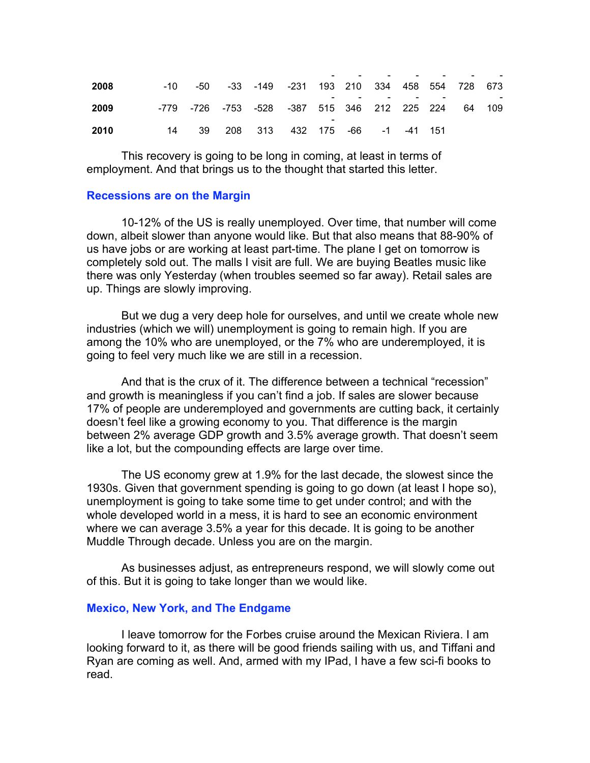| | | | | | | | | | | | | |
|---|---|---|---|---|---|---|---|---|---|---|---|---|
| **2008** | -10 | -50 | -33 | -149 | -231 | -193 | -210 | -334 | -458 | -554 | -728 | -673 |
| **2009** | -779 | -726 | -753 | -528 | -387 | -515 | -346 | -212 | -225 | -224 | 64 | -109 |
| **2010** | 14 | 39 | 208 | 313 | 432 | -175 | -66 | -1 | -41 | 151 | | |

This recovery is going to be long in coming, at least in terms of employment. And that brings us to the thought that started this letter.

## Recessions are on the Margin

10-12% of the US is really unemployed. Over time, that number will come down, albeit slower than anyone would like. But that also means that 88-90% of us have jobs or are working at least part-time. The plane I get on tomorrow is completely sold out. The malls I visit are full. We are buying Beatles music like there was only Yesterday (when troubles seemed so far away). Retail sales are up. Things are slowly improving.

But we dug a very deep hole for ourselves, and until we create whole new industries (which we will) unemployment is going to remain high. If you are among the 10% who are unemployed, or the 7% who are underemployed, it is going to feel very much like we are still in a recession.

And that is the crux of it. The difference between a technical "recession" and growth is meaningless if you can't find a job. If sales are slower because 17% of people are underemployed and governments are cutting back, it certainly doesn't feel like a growing economy to you. That difference is the margin between 2% average GDP growth and 3.5% average growth. That doesn't seem like a lot, but the compounding effects are large over time.

The US economy grew at 1.9% for the last decade, the slowest since the 1930s. Given that government spending is going to go down (at least I hope so), unemployment is going to take some time to get under control; and with the whole developed world in a mess, it is hard to see an economic environment where we can average 3.5% a year for this decade. It is going to be another Muddle Through decade. Unless you are on the margin.

As businesses adjust, as entrepreneurs respond, we will slowly come out of this. But it is going to take longer than we would like.

## Mexico, New York, and The Endgame

I leave tomorrow for the Forbes cruise around the Mexican Riviera. I am looking forward to it, as there will be good friends sailing with us, and Tiffani and Ryan are coming as well. And, armed with my IPad, I have a few sci-fi books to read.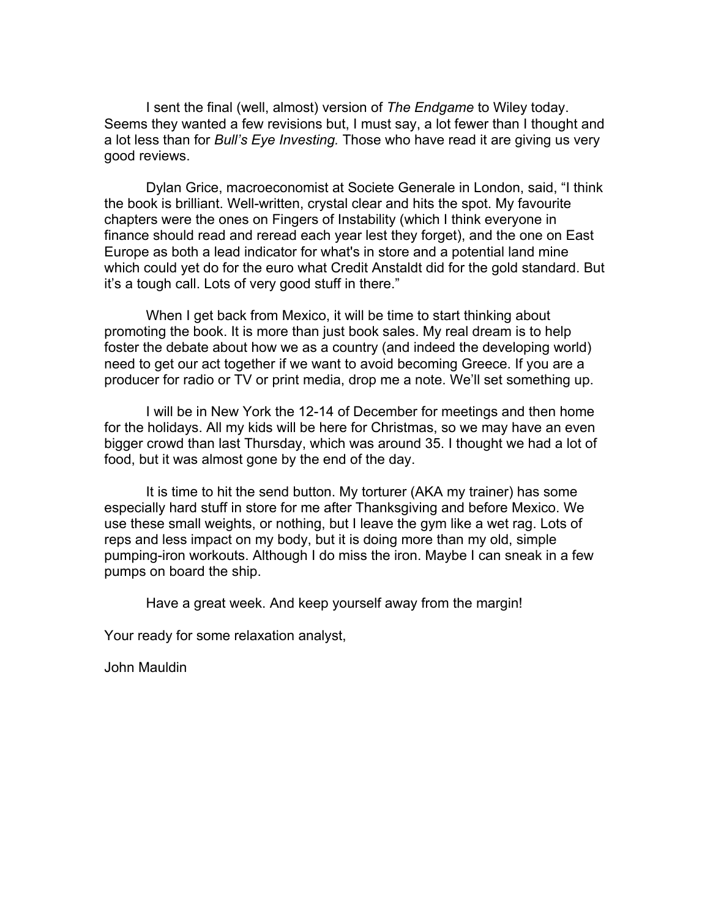I sent the final (well, almost) version of *The Endgame* to Wiley today. Seems they wanted a few revisions but, I must say, a lot fewer than I thought and a lot less than for *Bull's Eye Investing.* Those who have read it are giving us very good reviews.

Dylan Grice, macroeconomist at Societe Generale in London, said, "I think the book is brilliant. Well-written, crystal clear and hits the spot. My favourite chapters were the ones on Fingers of Instability (which I think everyone in finance should read and reread each year lest they forget), and the one on East Europe as both a lead indicator for what's in store and a potential land mine which could yet do for the euro what Credit Anstaldt did for the gold standard. But it's a tough call. Lots of very good stuff in there."

When I get back from Mexico, it will be time to start thinking about promoting the book. It is more than just book sales. My real dream is to help foster the debate about how we as a country (and indeed the developing world) need to get our act together if we want to avoid becoming Greece. If you are a producer for radio or TV or print media, drop me a note. We'll set something up.

I will be in New York the 12-14 of December for meetings and then home for the holidays. All my kids will be here for Christmas, so we may have an even bigger crowd than last Thursday, which was around 35. I thought we had a lot of food, but it was almost gone by the end of the day.

It is time to hit the send button. My torturer (AKA my trainer) has some especially hard stuff in store for me after Thanksgiving and before Mexico. We use these small weights, or nothing, but I leave the gym like a wet rag. Lots of reps and less impact on my body, but it is doing more than my old, simple pumping-iron workouts. Although I do miss the iron. Maybe I can sneak in a few pumps on board the ship.

Have a great week. And keep yourself away from the margin!

Your ready for some relaxation analyst,

John Mauldin